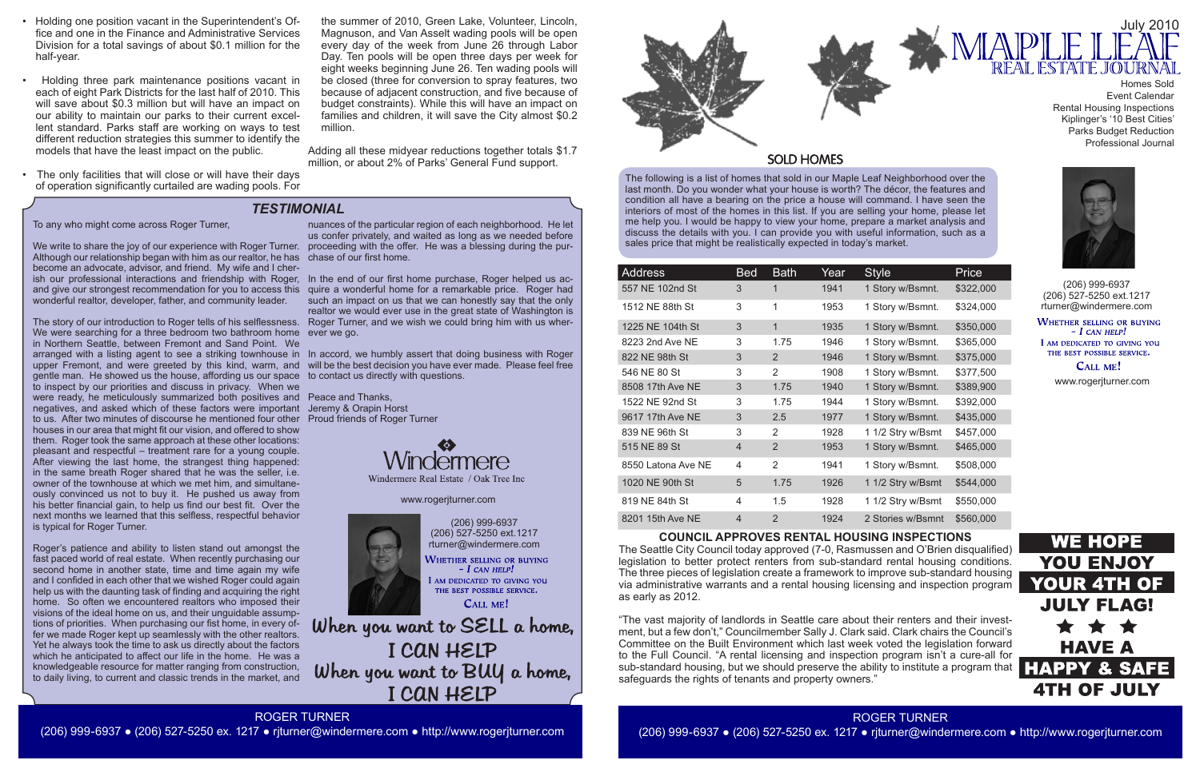- Holding one position vacant in the Superintendent's Office and one in the Finance and Administrative Services Division for a total savings of about $0.1 million for the half-year.
- Holding three park maintenance positions vacant in each of eight Park Districts for the last half of 2010. This will save about $0.3 million but will have an impact on our ability to maintain our parks to their current excellent standard. Parks staff are working on ways to test different reduction strategies this summer to identify the models that have the least impact on the public.
- The only facilities that will close or will have their days of operation significantly curtailed are wading pools. For the summer of 2010, Green Lake, Volunteer, Lincoln, Magnuson, and Van Asselt wading pools will be open every day of the week from June 26 through Labor Day. Ten pools will be open three days per week for eight weeks beginning June 26. Ten wading pools will be closed (three for conversion to spray features, two because of adjacent construction, and five because of budget constraints). While this will have an impact on families and children, it will save the City almost $0.2 million.

Adding all these midyear reductions together totals $1.7 million, or about 2% of Parks' General Fund support.

## TESTIMONIAL

To any who might come across Roger Turner,

We write to share the joy of our experience with Roger Turner. Although our relationship began with him as our realtor, he has become an advocate, advisor, and friend. My wife and I cherish our professional interactions and friendship with Roger, and give our strongest recommendation for you to access this wonderful realtor, developer, father, and community leader.

The story of our introduction to Roger tells of his selflessness. We were searching for a three bedroom two bathroom home in Northern Seattle, between Fremont and Sand Point. We arranged with a listing agent to see a striking townhouse in upper Fremont, and were greeted by this kind, warm, and gentle man. He showed us the house, affording us our space to inspect by our priorities and discuss in privacy. When we were ready, he meticulously summarized both positives and negatives, and asked which of these factors were important to us. After two minutes of discourse he mentioned four other houses in our area that might fit our vision, and offered to show them. Roger took the same approach at these other locations: pleasant and respectful – treatment rare for a young couple. After viewing the last home, the strangest thing happened: in the same breath Roger shared that he was the seller, i.e. owner of the townhouse at which we met him, and simultaneously convinced us not to buy it. He pushed us away from his better financial gain, to help us find our best fit. Over the next months we learned that this selfless, respectful behavior is typical for Roger Turner.

Roger's patience and ability to listen stand out amongst the fast paced world of real estate. When recently purchasing our second home in another state, time and time again my wife and I confided in each other that we wished Roger could again help us with the daunting task of finding and acquiring the right home. So often we encountered realtors who imposed their visions of the ideal home on us, and their unguidable assumptions of priorities. When purchasing our fist home, in every offer we made Roger kept up seamlessly with the other realtors. Yet he always took the time to ask us directly about the factors which he anticipated to affect our life in the home. He was a knowledgeable resource for matter ranging from construction, to daily living, to current and classic trends in the market, and nuances of the particular region of each neighborhood. He let us confer privately, and waited as long as we needed before proceeding with the offer. He was a blessing during the purchase of our first home.

In the end of our first home purchase, Roger helped us acquire a wonderful home for a remarkable price. Roger had such an impact on us that we can honestly say that the only realtor we would ever use in the great state of Washington is Roger Turner, and we wish we could bring him with us wherever we go.

In accord, we humbly assert that doing business with Roger will be the best decision you have ever made. Please feel free to contact us directly with questions.

Peace and Thanks,
Jeremy & Orapin Horst
Proud friends of Roger Turner

Windermere
Windermere Real Estate / Oak Tree Inc

www.rogerjturner.com

(206) 999-6937
(206) 527-5250 ext.1217
rturner@windermere.com

WHETHER SELLING OR BUYING – *I CAN HELP!*
I AM DEDICATED TO GIVING YOU THE BEST POSSIBLE SERVICE.
CALL ME!

When you want to SELL a home, I CAN HELP
When you want to BUY a home, I CAN HELP

ROGER TURNER
(206) 999-6937 • (206) 527-5250 ex. 1217 • rjturner@windermere.com • http://www.rogerjturner.com

# MAPLE LEAF REAL ESTATE JOURNAL

July 2010

Homes Sold
Event Calendar
Rental Housing Inspections
Kiplinger's '10 Best Cities'
Parks Budget Reduction
Professional Journal

(206) 999-6937
(206) 527-5250 ext.1217
rturner@windermere.com

WHETHER SELLING OR BUYING – *I CAN HELP!*
I AM DEDICATED TO GIVING YOU THE BEST POSSIBLE SERVICE.
CALL ME!

www.rogerjturner.com

## SOLD HOMES

The following is a list of homes that sold in our Maple Leaf Neighborhood over the last month. Do you wonder what your house is worth? The décor, the features and condition all have a bearing on the price a house will command. I have seen the interiors of most of the homes in this list. If you are selling your home, please let me help you. I would be happy to view your home, prepare a market analysis and discuss the details with you. I can provide you with useful information, such as a sales price that might be realistically expected in today's market.

| Address | Bed | Bath | Year | Style | Price |
|---|---|---|---|---|---|
| 557 NE 102nd St | 3 | 1 | 1941 | 1 Story w/Bsmnt. | $322,000 |
| 1512 NE 88th St | 3 | 1 | 1953 | 1 Story w/Bsmnt. | $324,000 |
| 1225 NE 104th St | 3 | 1 | 1935 | 1 Story w/Bsmnt. | $350,000 |
| 8223 2nd Ave NE | 3 | 1.75 | 1946 | 1 Story w/Bsmnt. | $365,000 |
| 822 NE 98th St | 3 | 2 | 1946 | 1 Story w/Bsmnt. | $375,000 |
| 546 NE 80 St | 3 | 2 | 1908 | 1 Story w/Bsmnt. | $377,500 |
| 8508 17th Ave NE | 3 | 1.75 | 1940 | 1 Story w/Bsmnt. | $389,900 |
| 1522 NE 92nd St | 3 | 1.75 | 1944 | 1 Story w/Bsmnt. | $392,000 |
| 9617 17th Ave NE | 3 | 2.5 | 1977 | 1 Story w/Bsmnt. | $435,000 |
| 839 NE 96th St | 3 | 2 | 1928 | 1 1/2 Stry w/Bsmt | $457,000 |
| 515 NE 89 St | 4 | 2 | 1953 | 1 Story w/Bsmnt. | $465,000 |
| 8550 Latona Ave NE | 4 | 2 | 1941 | 1 Story w/Bsmnt. | $508,000 |
| 1020 NE 90th St | 5 | 1.75 | 1926 | 1 1/2 Stry w/Bsmt | $544,000 |
| 819 NE 84th St | 4 | 1.5 | 1928 | 1 1/2 Stry w/Bsmt | $550,000 |
| 8201 15th Ave NE | 4 | 2 | 1924 | 2 Stories w/Bsmnt | $560,000 |

### COUNCIL APPROVES RENTAL HOUSING INSPECTIONS

The Seattle City Council today approved (7-0, Rasmussen and O'Brien disqualified) legislation to better protect renters from sub-standard rental housing conditions. The three pieces of legislation create a framework to improve sub-standard housing via administrative warrants and a rental housing licensing and inspection program as early as 2012.

"The vast majority of landlords in Seattle care about their renters and their investment, but a few don't," Councilmember Sally J. Clark said. Clark chairs the Council's Committee on the Built Environment which last week voted the legislation forward to the Full Council. "A rental licensing and inspection program isn't a cure-all for sub-standard housing, but we should preserve the ability to institute a program that safeguards the rights of tenants and property owners."

**WE HOPE YOU ENJOY YOUR 4TH OF JULY FLAG!**
★ ★ ★
**HAVE A HAPPY & SAFE 4TH OF JULY**

ROGER TURNER
(206) 999-6937 • (206) 527-5250 ex. 1217 • rjturner@windermere.com • http://www.rogerjturner.com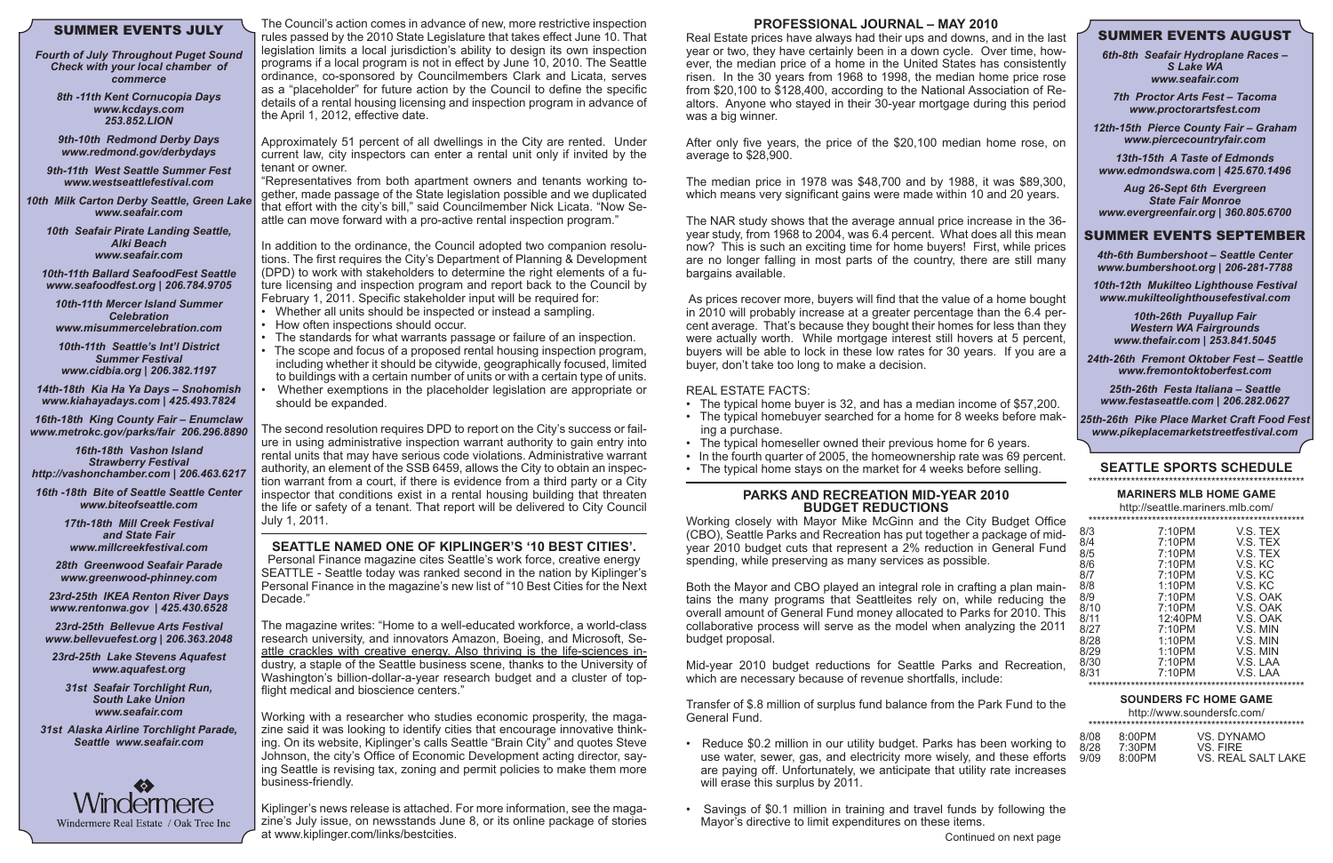## SUMMER EVENTS JULY

***Fourth of July Throughout Puget Sound Check with your local chamber of commerce***

***8th -11th Kent Cornucopia Days www.kcdays.com 253.852.LION***

***9th-10th Redmond Derby Days www.redmond.gov/derbydays***

***9th-11th West Seattle Summer Fest www.westseattlefestival.com***

***10th Milk Carton Derby Seattle, Green Lake www.seafair.com***

***10th Seafair Pirate Landing Seattle, Alki Beach www.seafair.com***

***10th-11th Ballard SeafoodFest Seattle www.seafoodfest.org | 206.784.9705***

***10th-11th Mercer Island Summer Celebration www.misummercelebration.com***

***10th-11th Seattle's Int'l District Summer Festival www.cidbia.org | 206.382.1197***

***14th-18th Kia Ha Ya Days – Snohomish www.kiahayadays.com | 425.493.7824***

***16th-18th King County Fair – Enumclaw www.metrokc.gov/parks/fair 206.296.8890***

***16th-18th Vashon Island Strawberry Festival http://vashonchamber.com | 206.463.6217***

***16th -18th Bite of Seattle Seattle Center www.biteofseattle.com***

***17th-18th Mill Creek Festival and State Fair www.millcreekfestival.com***

***28th Greenwood Seafair Parade www.greenwood-phinney.com***

***23rd-25th IKEA Renton River Days www.rentonwa.gov | 425.430.6528***

***23rd-25th Bellevue Arts Festival www.bellevuefest.org | 206.363.2048***

***23rd-25th Lake Stevens Aquafest www.aquafest.org***

***31st Seafair Torchlight Run, South Lake Union www.seafair.com***

***31st Alaska Airline Torchlight Parade, Seattle www.seafair.com***

Windermere
Windermere Real Estate / Oak Tree Inc

The Council's action comes in advance of new, more restrictive inspection rules passed by the 2010 State Legislature that takes effect June 10. That legislation limits a local jurisdiction's ability to design its own inspection programs if a local program is not in effect by June 10, 2010. The Seattle ordinance, co-sponsored by Councilmembers Clark and Licata, serves as a "placeholder" for future action by the Council to define the specific details of a rental housing licensing and inspection program in advance of the April 1, 2012, effective date.

Approximately 51 percent of all dwellings in the City are rented. Under current law, city inspectors can enter a rental unit only if invited by the tenant or owner.

"Representatives from both apartment owners and tenants working together, made passage of the State legislation possible and we duplicated that effort with the city's bill," said Councilmember Nick Licata. "Now Seattle can move forward with a pro-active rental inspection program."

In addition to the ordinance, the Council adopted two companion resolutions. The first requires the City's Department of Planning & Development (DPD) to work with stakeholders to determine the right elements of a future licensing and inspection program and report back to the Council by February 1, 2011. Specific stakeholder input will be required for:

- Whether all units should be inspected or instead a sampling.
- How often inspections should occur.
- The standards for what warrants passage or failure of an inspection.
- The scope and focus of a proposed rental housing inspection program, including whether it should be citywide, geographically focused, limited to buildings with a certain number of units or with a certain type of units.
- Whether exemptions in the placeholder legislation are appropriate or should be expanded.

The second resolution requires DPD to report on the City's success or failure in using administrative inspection warrant authority to gain entry into rental units that may have serious code violations. Administrative warrant authority, an element of the SSB 6459, allows the City to obtain an inspection warrant from a court, if there is evidence from a third party or a City inspector that conditions exist in a rental housing building that threaten the life or safety of a tenant. That report will be delivered to City Council July 1, 2011.

### SEATTLE NAMED ONE OF KIPLINGER'S '10 BEST CITIES'.

Personal Finance magazine cites Seattle's work force, creative energy SEATTLE - Seattle today was ranked second in the nation by Kiplinger's Personal Finance in the magazine's new list of "10 Best Cities for the Next Decade."

The magazine writes: "Home to a well-educated workforce, a world-class research university, and innovators Amazon, Boeing, and Microsoft, Seattle crackles with creative energy. Also thriving is the life-sciences industry, a staple of the Seattle business scene, thanks to the University of Washington's billion-dollar-a-year research budget and a cluster of top-flight medical and bioscience centers."

Working with a researcher who studies economic prosperity, the magazine said it was looking to identify cities that encourage innovative thinking. On its website, Kiplinger's calls Seattle "Brain City" and quotes Steve Johnson, the city's Office of Economic Development acting director, saying Seattle is revising tax, zoning and permit policies to make them more business-friendly.

Kiplinger's news release is attached. For more information, see the magazine's July issue, on newsstands June 8, or its online package of stories at www.kiplinger.com/links/bestcities.

## PROFESSIONAL JOURNAL – MAY 2010

Real Estate prices have always had their ups and downs, and in the last year or two, they have certainly been in a down cycle. Over time, however, the median price of a home in the United States has consistently risen. In the 30 years from 1968 to 1998, the median home price rose from $20,100 to $128,400, according to the National Association of Realtors. Anyone who stayed in their 30-year mortgage during this period was a big winner.

After only five years, the price of the $20,100 median home rose, on average to $28,900.

The median price in 1978 was $48,700 and by 1988, it was $89,300, which means very significant gains were made within 10 and 20 years.

The NAR study shows that the average annual price increase in the 36-year study, from 1968 to 2004, was 6.4 percent. What does all this mean now? This is such an exciting time for home buyers! First, while prices are no longer falling in most parts of the country, there are still many bargains available.

As prices recover more, buyers will find that the value of a home bought in 2010 will probably increase at a greater percentage than the 6.4 percent average. That's because they bought their homes for less than they were actually worth. While mortgage interest still hovers at 5 percent, buyers will be able to lock in these low rates for 30 years. If you are a buyer, don't take too long to make a decision.

REAL ESTATE FACTS:

- The typical home buyer is 32, and has a median income of $57,200.
- The typical homebuyer searched for a home for 8 weeks before making a purchase.
- The typical homeseller owned their previous home for 6 years.
- In the fourth quarter of 2005, the homeownership rate was 69 percent.
- The typical home stays on the market for 4 weeks before selling.

### PARKS AND RECREATION MID-YEAR 2010 BUDGET REDUCTIONS

Working closely with Mayor Mike McGinn and the City Budget Office (CBO), Seattle Parks and Recreation has put together a package of mid-year 2010 budget cuts that represent a 2% reduction in General Fund spending, while preserving as many services as possible.

Both the Mayor and CBO played an integral role in crafting a plan maintains the many programs that Seattleites rely on, while reducing the overall amount of General Fund money allocated to Parks for 2010. This collaborative process will serve as the model when analyzing the 2011 budget proposal.

Mid-year 2010 budget reductions for Seattle Parks and Recreation, which are necessary because of revenue shortfalls, include:

Transfer of $.8 million of surplus fund balance from the Park Fund to the General Fund.

- Reduce $0.2 million in our utility budget. Parks has been working to use water, sewer, gas, and electricity more wisely, and these efforts are paying off. Unfortunately, we anticipate that utility rate increases will erase this surplus by 2011.
- Savings of $0.1 million in training and travel funds by following the Mayor's directive to limit expenditures on these items.

Continued on next page

## SUMMER EVENTS AUGUST

***6th-8th Seafair Hydroplane Races – S Lake WA www.seafair.com***

***7th Proctor Arts Fest – Tacoma www.proctorartsfest.com***

***12th-15th Pierce County Fair – Graham www.piercecountryfair.com***

***13th-15th A Taste of Edmonds www.edmondswa.com | 425.670.1496***

***Aug 26-Sept 6th Evergreen State Fair Monroe www.evergreenfair.org | 360.805.6700***

## SUMMER EVENTS SEPTEMBER

***4th-6th Bumbershoot – Seattle Center www.bumbershoot.org | 206-281-7788***

***10th-12th Mukilteo Lighthouse Festival www.mukilteolighthousefestival.com***

***10th-26th Puyallup Fair Western WA Fairgrounds www.thefair.com | 253.841.5045***

***24th-26th Fremont Oktober Fest – Seattle www.fremontoktoberfest.com***

***25th-26th Festa Italiana – Seattle www.festaseattle.com | 206.282.0627***

***25th-26th Pike Place Market Craft Food Fest www.pikeplacemarketstreetfestival.com***

## SEATTLE SPORTS SCHEDULE

### MARINERS MLB HOME GAME

http://seattle.mariners.mlb.com/

| | | |
|---|---|---|
| 8/3 | 7:10PM | V.S. TEX |
| 8/4 | 7:10PM | V.S. TEX |
| 8/5 | 7:10PM | V.S. TEX |
| 8/6 | 7:10PM | V.S. KC |
| 8/7 | 7:10PM | V.S. KC |
| 8/8 | 1:10PM | V.S. KC |
| 8/9 | 7:10PM | V.S. OAK |
| 8/10 | 7:10PM | V.S. OAK |
| 8/11 | 12:40PM | V.S. OAK |
| 8/27 | 7:10PM | V.S. MIN |
| 8/28 | 1:10PM | V.S. MIN |
| 8/29 | 1:10PM | V.S. MIN |
| 8/30 | 7:10PM | V.S. LAA |
| 8/31 | 7:10PM | V.S. LAA |

### SOUNDERS FC HOME GAME

http://www.soundersfc.com/

| | | |
|---|---|---|
| 8/08 | 8:00PM | VS. DYNAMO |
| 8/28 | 7:30PM | VS. FIRE |
| 9/09 | 8:00PM | VS. REAL SALT LAKE |